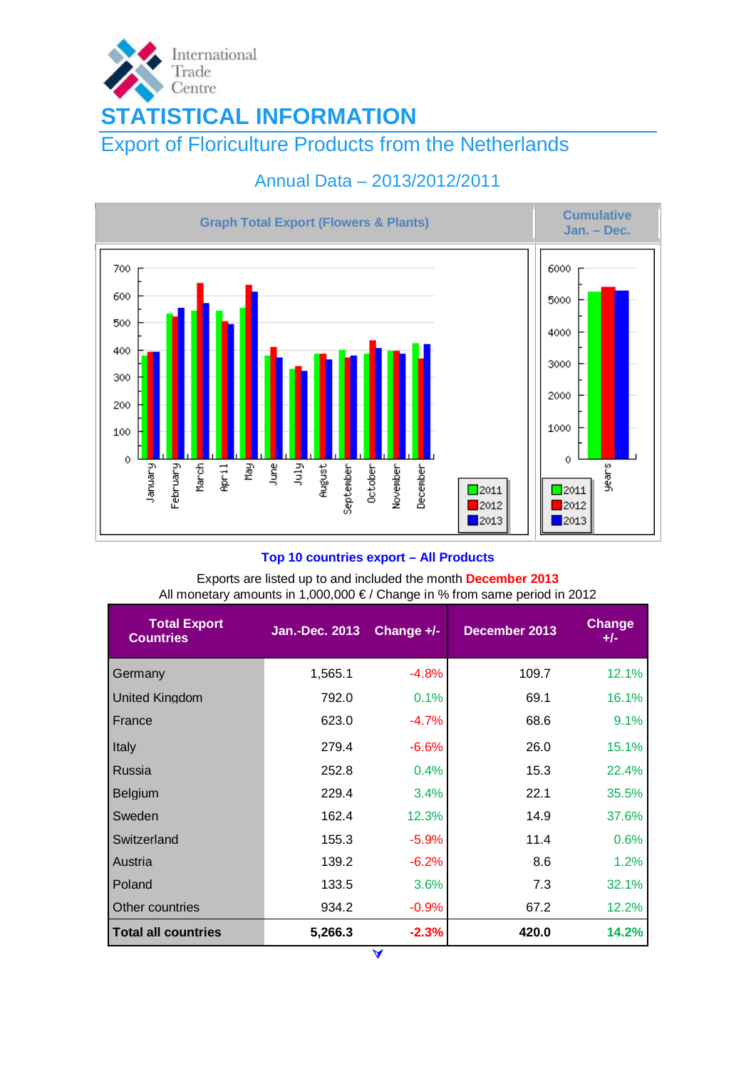International Trade Centre

# STATISTICAL INFORMATION

## Export of Floriculture Products from the Netherlands

### Annual Data – 2013/2012/2011

| Graph Total Export (Flowers & Plants) | Cumulative Jan. – Dec. |
|---|---|

### Top 10 countries export – All Products

Exports are listed up to and included the month **December 2013**
All monetary amounts in 1,000,000 € / Change in % from same period in 2012

| Total Export Countries | Jan.-Dec. 2013 | Change +/- | December 2013 | Change +/- |
|---|---|---|---|---|
| Germany | 1,565.1 | -4.8% | 109.7 | 12.1% |
| United Kingdom | 792.0 | 0.1% | 69.1 | 16.1% |
| France | 623.0 | -4.7% | 68.6 | 9.1% |
| Italy | 279.4 | -6.6% | 26.0 | 15.1% |
| Russia | 252.8 | 0.4% | 15.3 | 22.4% |
| Belgium | 229.4 | 3.4% | 22.1 | 35.5% |
| Sweden | 162.4 | 12.3% | 14.9 | 37.6% |
| Switzerland | 155.3 | -5.9% | 11.4 | 0.6% |
| Austria | 139.2 | -6.2% | 8.6 | 1.2% |
| Poland | 133.5 | 3.6% | 7.3 | 32.1% |
| Other countries | 934.2 | -0.9% | 67.2 | 12.2% |
| **Total all countries** | **5,266.3** | **-2.3%** | **420.0** | **14.2%** |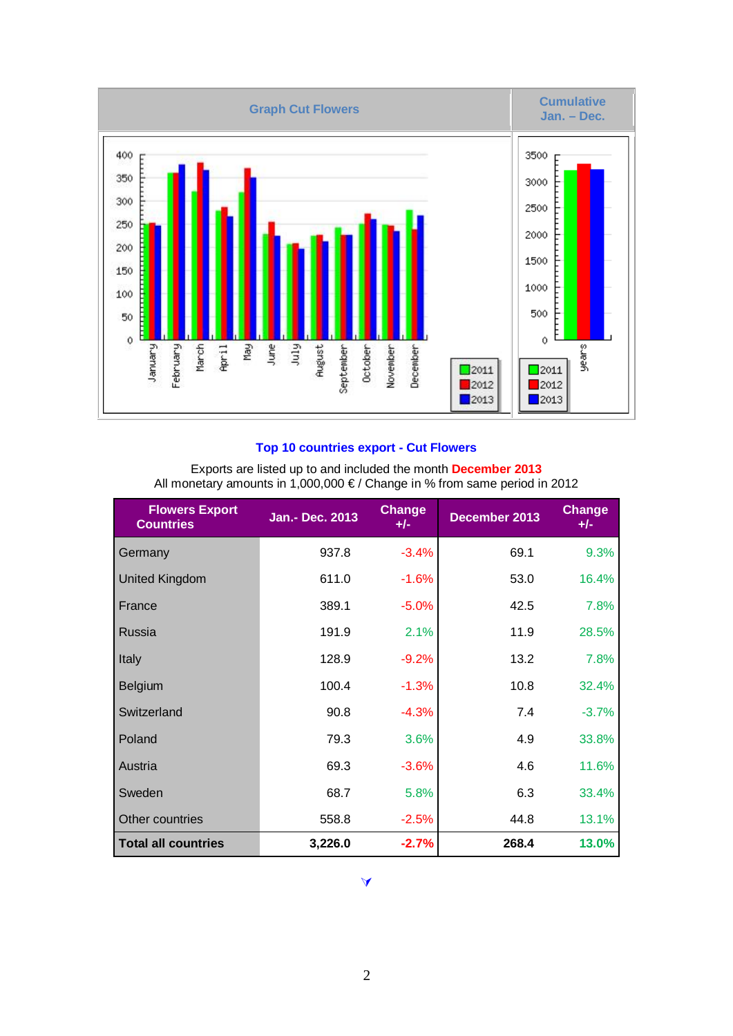| Graph Cut Flowers | Cumulative Jan. – Dec. |
|---|---|

### Top 10 countries export - Cut Flowers

Exports are listed up to and included the month **December 2013**
All monetary amounts in 1,000,000 € / Change in % from same period in 2012

| Flowers Export Countries | Jan.- Dec. 2013 | Change +/- | December 2013 | Change +/- |
|---|---|---|---|---|
| Germany | 937.8 | -3.4% | 69.1 | 9.3% |
| United Kingdom | 611.0 | -1.6% | 53.0 | 16.4% |
| France | 389.1 | -5.0% | 42.5 | 7.8% |
| Russia | 191.9 | 2.1% | 11.9 | 28.5% |
| Italy | 128.9 | -9.2% | 13.2 | 7.8% |
| Belgium | 100.4 | -1.3% | 10.8 | 32.4% |
| Switzerland | 90.8 | -4.3% | 7.4 | -3.7% |
| Poland | 79.3 | 3.6% | 4.9 | 33.8% |
| Austria | 69.3 | -3.6% | 4.6 | 11.6% |
| Sweden | 68.7 | 5.8% | 6.3 | 33.4% |
| Other countries | 558.8 | -2.5% | 44.8 | 13.1% |
| **Total all countries** | **3,226.0** | **-2.7%** | **268.4** | **13.0%** |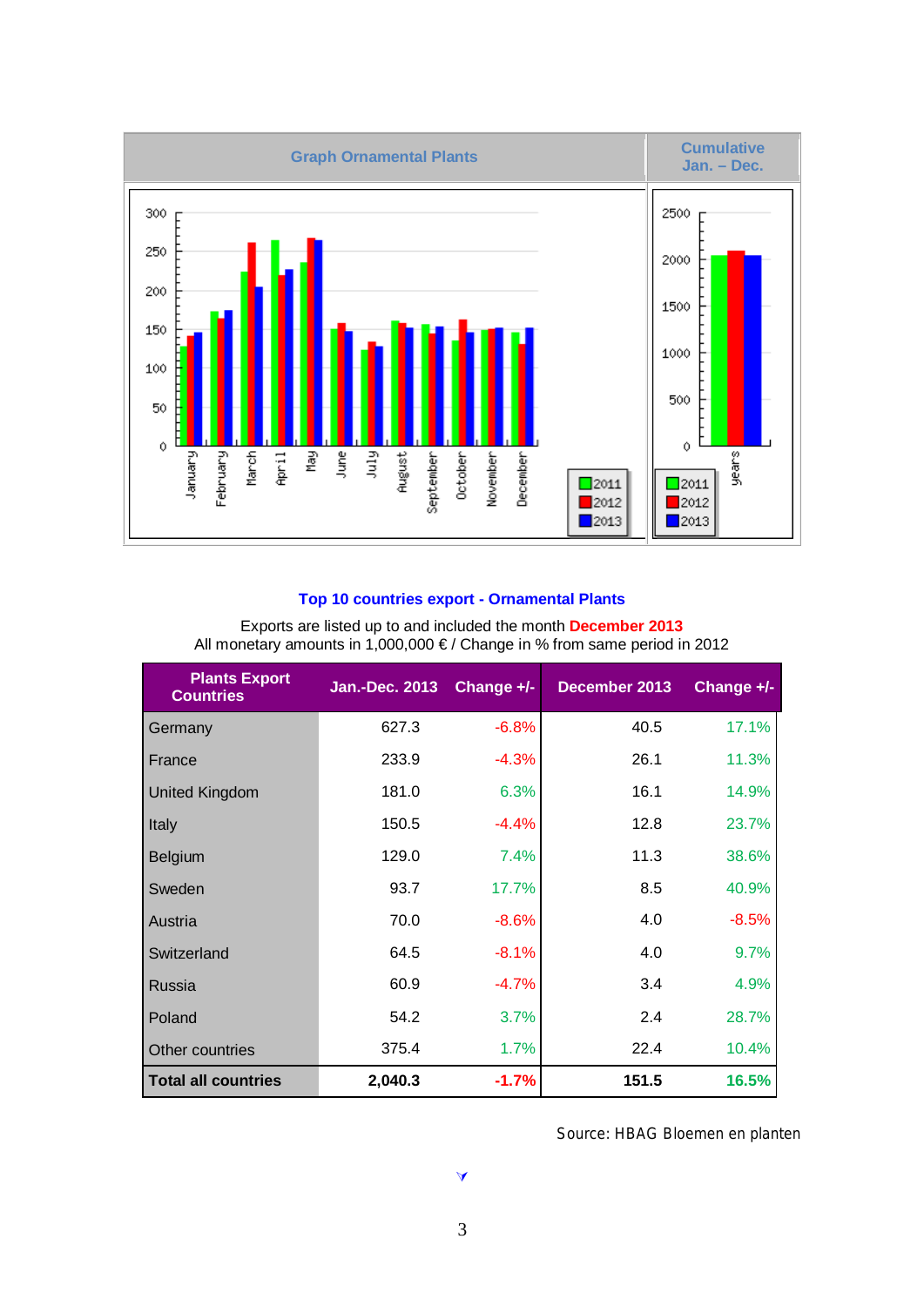| Graph Ornamental Plants | Cumulative Jan. – Dec. |
|---|---|

## Top 10 countries export - Ornamental Plants

Exports are listed up to and included the month **December 2013**
All monetary amounts in 1,000,000 € / Change in % from same period in 2012

| Plants Export Countries | Jan.-Dec. 2013 | Change +/- | December 2013 | Change +/- |
|---|---|---|---|---|
| Germany | 627.3 | -6.8% | 40.5 | 17.1% |
| France | 233.9 | -4.3% | 26.1 | 11.3% |
| United Kingdom | 181.0 | 6.3% | 16.1 | 14.9% |
| Italy | 150.5 | -4.4% | 12.8 | 23.7% |
| Belgium | 129.0 | 7.4% | 11.3 | 38.6% |
| Sweden | 93.7 | 17.7% | 8.5 | 40.9% |
| Austria | 70.0 | -8.6% | 4.0 | -8.5% |
| Switzerland | 64.5 | -8.1% | 4.0 | 9.7% |
| Russia | 60.9 | -4.7% | 3.4 | 4.9% |
| Poland | 54.2 | 3.7% | 2.4 | 28.7% |
| Other countries | 375.4 | 1.7% | 22.4 | 10.4% |
| **Total all countries** | **2,040.3** | **-1.7%** | **151.5** | **16.5%** |

Source: HBAG Bloemen en planten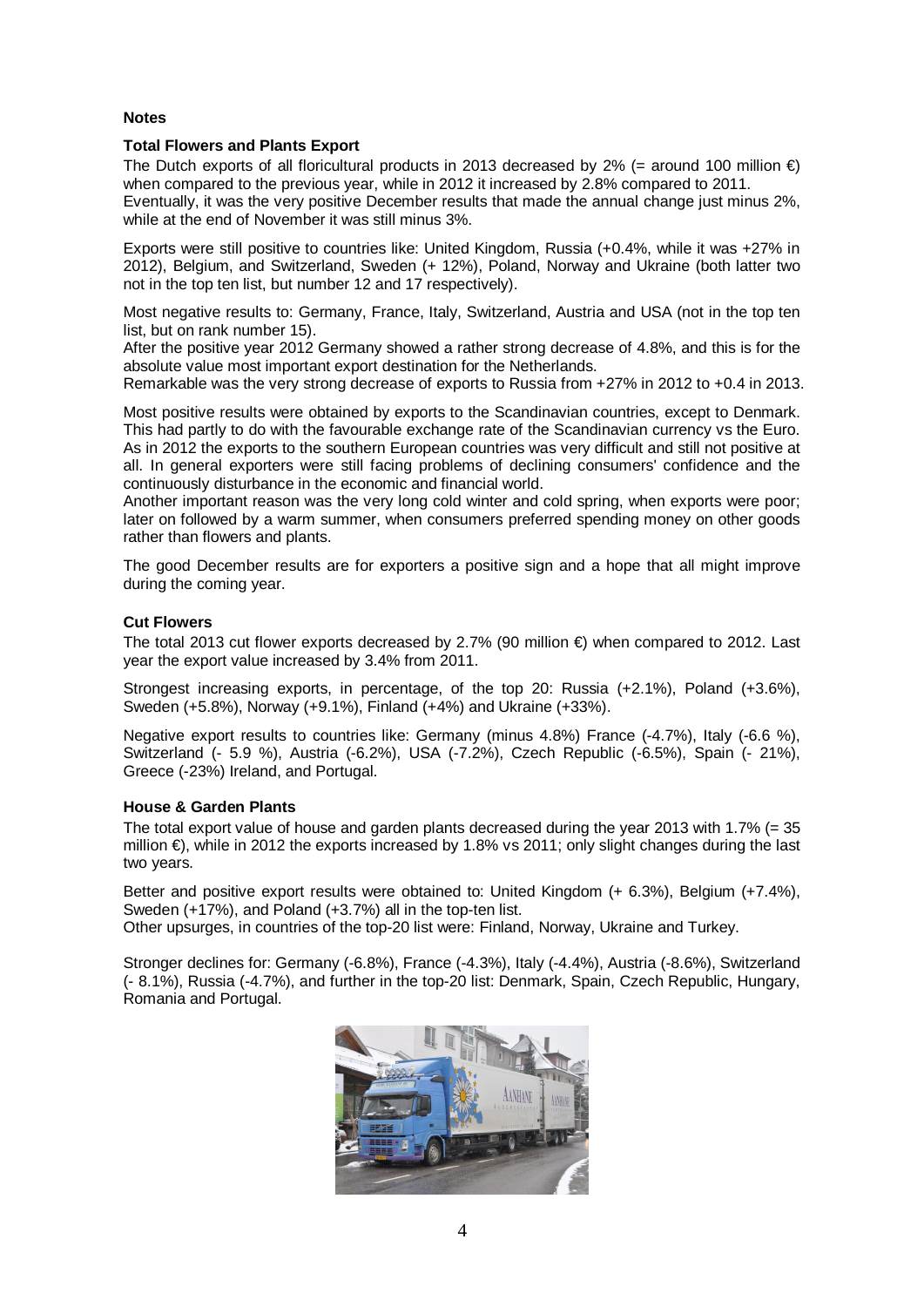**Notes**

**Total Flowers and Plants Export**

The Dutch exports of all floricultural products in 2013 decreased by 2% (= around 100 million €) when compared to the previous year, while in 2012 it increased by 2.8% compared to 2011. Eventually, it was the very positive December results that made the annual change just minus 2%, while at the end of November it was still minus 3%.

Exports were still positive to countries like: United Kingdom, Russia (+0.4%, while it was +27% in 2012), Belgium, and Switzerland, Sweden (+ 12%), Poland, Norway and Ukraine (both latter two not in the top ten list, but number 12 and 17 respectively).

Most negative results to: Germany, France, Italy, Switzerland, Austria and USA (not in the top ten list, but on rank number 15).
After the positive year 2012 Germany showed a rather strong decrease of 4.8%, and this is for the absolute value most important export destination for the Netherlands.
Remarkable was the very strong decrease of exports to Russia from +27% in 2012 to +0.4 in 2013.

Most positive results were obtained by exports to the Scandinavian countries, except to Denmark. This had partly to do with the favourable exchange rate of the Scandinavian currency vs the Euro. As in 2012 the exports to the southern European countries was very difficult and still not positive at all. In general exporters were still facing problems of declining consumers' confidence and the continuously disturbance in the economic and financial world.
Another important reason was the very long cold winter and cold spring, when exports were poor; later on followed by a warm summer, when consumers preferred spending money on other goods rather than flowers and plants.

The good December results are for exporters a positive sign and a hope that all might improve during the coming year.

**Cut Flowers**

The total 2013 cut flower exports decreased by 2.7% (90 million €) when compared to 2012. Last year the export value increased by 3.4% from 2011.

Strongest increasing exports, in percentage, of the top 20: Russia (+2.1%), Poland (+3.6%), Sweden (+5.8%), Norway (+9.1%), Finland (+4%) and Ukraine (+33%).

Negative export results to countries like: Germany (minus 4.8%) France (-4.7%), Italy (-6.6 %), Switzerland (- 5.9 %), Austria (-6.2%), USA (-7.2%), Czech Republic (-6.5%), Spain (- 21%), Greece (-23%) Ireland, and Portugal.

**House & Garden Plants**

The total export value of house and garden plants decreased during the year 2013 with 1.7% (= 35 million €), while in 2012 the exports increased by 1.8% vs 2011; only slight changes during the last two years.

Better and positive export results were obtained to: United Kingdom (+ 6.3%), Belgium (+7.4%), Sweden (+17%), and Poland (+3.7%) all in the top-ten list.
Other upsurges, in countries of the top-20 list were: Finland, Norway, Ukraine and Turkey.

Stronger declines for: Germany (-6.8%), France (-4.3%), Italy (-4.4%), Austria (-8.6%), Switzerland (- 8.1%), Russia (-4.7%), and further in the top-20 list: Denmark, Spain, Czech Republic, Hungary, Romania and Portugal.